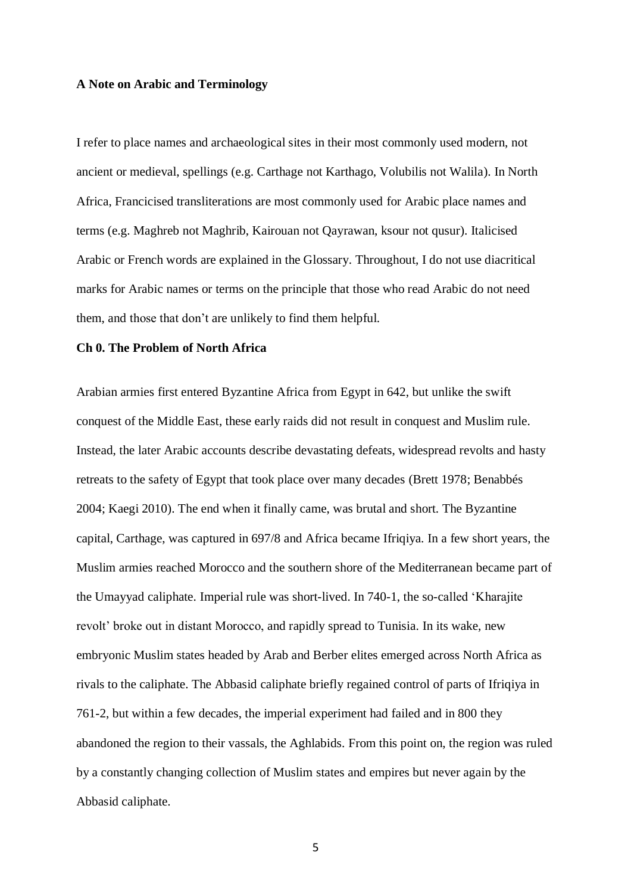**A Note on Arabic and Terminology**

I refer to place names and archaeological sites in their most commonly used modern, not ancient or medieval, spellings (e.g. Carthage not Karthago, Volubilis not Walila). In North Africa, Francicised transliterations are most commonly used for Arabic place names and terms (e.g. Maghreb not Maghrib, Kairouan not Qayrawan, ksour not qusur). Italicised Arabic or French words are explained in the Glossary. Throughout, I do not use diacritical marks for Arabic names or terms on the principle that those who read Arabic do not need them, and those that don't are unlikely to find them helpful.

**Ch 0. The Problem of North Africa**

Arabian armies first entered Byzantine Africa from Egypt in 642, but unlike the swift conquest of the Middle East, these early raids did not result in conquest and Muslim rule. Instead, the later Arabic accounts describe devastating defeats, widespread revolts and hasty retreats to the safety of Egypt that took place over many decades (Brett 1978; Benabbés 2004; Kaegi 2010). The end when it finally came, was brutal and short. The Byzantine capital, Carthage, was captured in 697/8 and Africa became Ifriqiya. In a few short years, the Muslim armies reached Morocco and the southern shore of the Mediterranean became part of the Umayyad caliphate. Imperial rule was short-lived. In 740-1, the so-called 'Kharajite revolt' broke out in distant Morocco, and rapidly spread to Tunisia. In its wake, new embryonic Muslim states headed by Arab and Berber elites emerged across North Africa as rivals to the caliphate. The Abbasid caliphate briefly regained control of parts of Ifriqiya in 761-2, but within a few decades, the imperial experiment had failed and in 800 they abandoned the region to their vassals, the Aghlabids. From this point on, the region was ruled by a constantly changing collection of Muslim states and empires but never again by the Abbasid caliphate.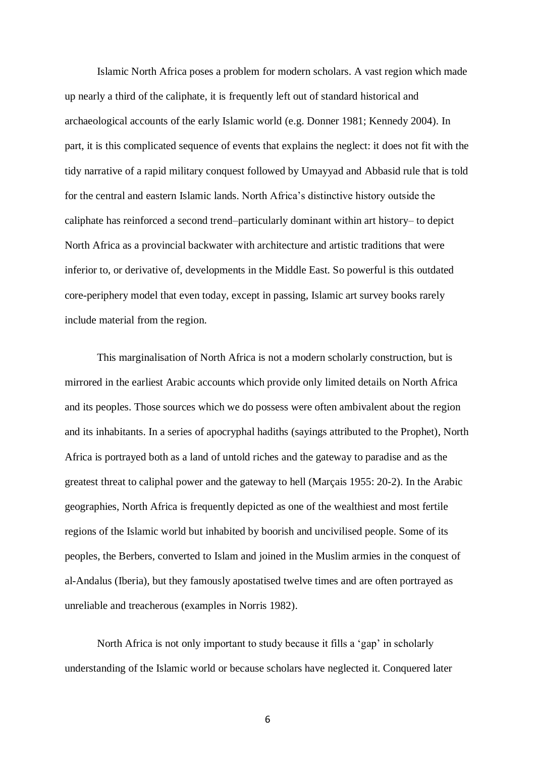Islamic North Africa poses a problem for modern scholars. A vast region which made up nearly a third of the caliphate, it is frequently left out of standard historical and archaeological accounts of the early Islamic world (e.g. Donner 1981; Kennedy 2004). In part, it is this complicated sequence of events that explains the neglect: it does not fit with the tidy narrative of a rapid military conquest followed by Umayyad and Abbasid rule that is told for the central and eastern Islamic lands. North Africa's distinctive history outside the caliphate has reinforced a second trend–particularly dominant within art history– to depict North Africa as a provincial backwater with architecture and artistic traditions that were inferior to, or derivative of, developments in the Middle East. So powerful is this outdated core-periphery model that even today, except in passing, Islamic art survey books rarely include material from the region.

This marginalisation of North Africa is not a modern scholarly construction, but is mirrored in the earliest Arabic accounts which provide only limited details on North Africa and its peoples. Those sources which we do possess were often ambivalent about the region and its inhabitants. In a series of apocryphal hadiths (sayings attributed to the Prophet), North Africa is portrayed both as a land of untold riches and the gateway to paradise and as the greatest threat to caliphal power and the gateway to hell (Marçais 1955: 20-2). In the Arabic geographies, North Africa is frequently depicted as one of the wealthiest and most fertile regions of the Islamic world but inhabited by boorish and uncivilised people. Some of its peoples, the Berbers, converted to Islam and joined in the Muslim armies in the conquest of al-Andalus (Iberia), but they famously apostatised twelve times and are often portrayed as unreliable and treacherous (examples in Norris 1982).

North Africa is not only important to study because it fills a 'gap' in scholarly understanding of the Islamic world or because scholars have neglected it. Conquered later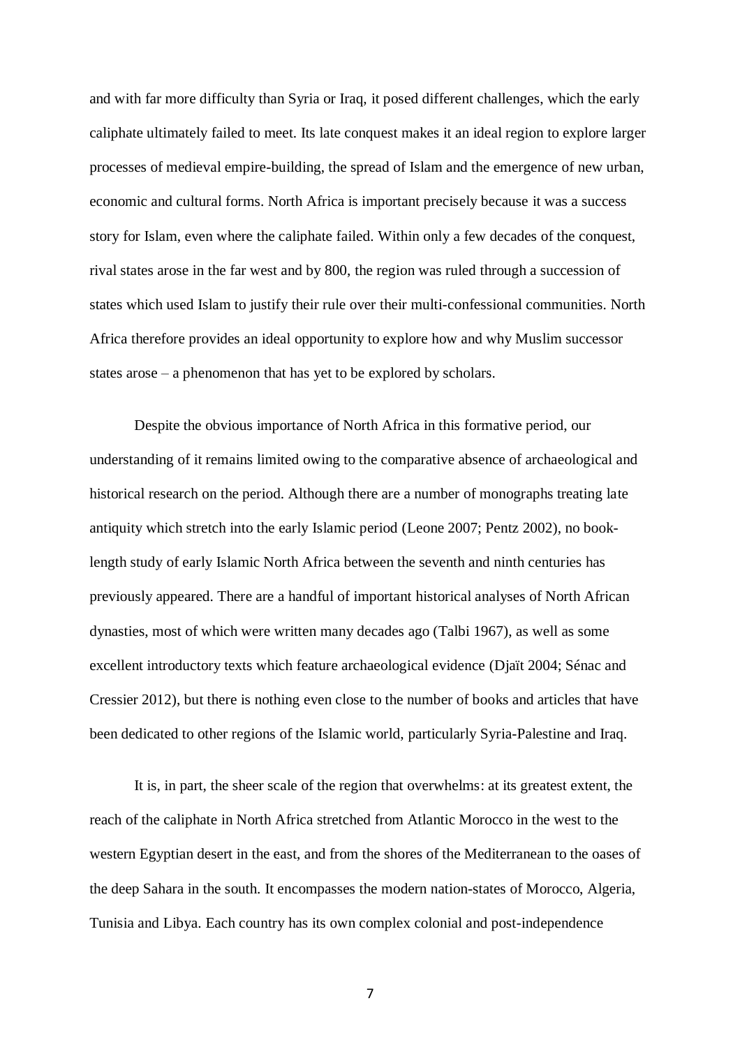and with far more difficulty than Syria or Iraq, it posed different challenges, which the early caliphate ultimately failed to meet. Its late conquest makes it an ideal region to explore larger processes of medieval empire-building, the spread of Islam and the emergence of new urban, economic and cultural forms. North Africa is important precisely because it was a success story for Islam, even where the caliphate failed. Within only a few decades of the conquest, rival states arose in the far west and by 800, the region was ruled through a succession of states which used Islam to justify their rule over their multi-confessional communities. North Africa therefore provides an ideal opportunity to explore how and why Muslim successor states arose – a phenomenon that has yet to be explored by scholars.

Despite the obvious importance of North Africa in this formative period, our understanding of it remains limited owing to the comparative absence of archaeological and historical research on the period. Although there are a number of monographs treating late antiquity which stretch into the early Islamic period (Leone 2007; Pentz 2002), no book-length study of early Islamic North Africa between the seventh and ninth centuries has previously appeared. There are a handful of important historical analyses of North African dynasties, most of which were written many decades ago (Talbi 1967), as well as some excellent introductory texts which feature archaeological evidence (Djaït 2004; Sénac and Cressier 2012), but there is nothing even close to the number of books and articles that have been dedicated to other regions of the Islamic world, particularly Syria-Palestine and Iraq.

It is, in part, the sheer scale of the region that overwhelms: at its greatest extent, the reach of the caliphate in North Africa stretched from Atlantic Morocco in the west to the western Egyptian desert in the east, and from the shores of the Mediterranean to the oases of the deep Sahara in the south. It encompasses the modern nation-states of Morocco, Algeria, Tunisia and Libya. Each country has its own complex colonial and post-independence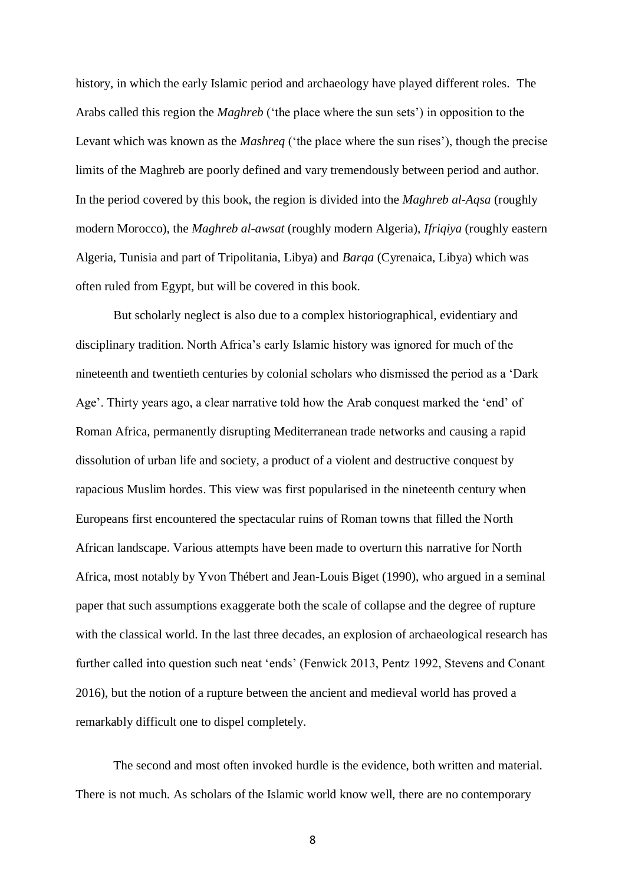history, in which the early Islamic period and archaeology have played different roles. The Arabs called this region the *Maghreb* ('the place where the sun sets') in opposition to the Levant which was known as the *Mashreq* ('the place where the sun rises'), though the precise limits of the Maghreb are poorly defined and vary tremendously between period and author. In the period covered by this book, the region is divided into the *Maghreb al-Aqsa* (roughly modern Morocco), the *Maghreb al-awsat* (roughly modern Algeria), *Ifriqiya* (roughly eastern Algeria, Tunisia and part of Tripolitania, Libya) and *Barqa* (Cyrenaica, Libya) which was often ruled from Egypt, but will be covered in this book.

But scholarly neglect is also due to a complex historiographical, evidentiary and disciplinary tradition. North Africa's early Islamic history was ignored for much of the nineteenth and twentieth centuries by colonial scholars who dismissed the period as a 'Dark Age'. Thirty years ago, a clear narrative told how the Arab conquest marked the 'end' of Roman Africa, permanently disrupting Mediterranean trade networks and causing a rapid dissolution of urban life and society, a product of a violent and destructive conquest by rapacious Muslim hordes. This view was first popularised in the nineteenth century when Europeans first encountered the spectacular ruins of Roman towns that filled the North African landscape. Various attempts have been made to overturn this narrative for North Africa, most notably by Yvon Thébert and Jean-Louis Biget (1990), who argued in a seminal paper that such assumptions exaggerate both the scale of collapse and the degree of rupture with the classical world. In the last three decades, an explosion of archaeological research has further called into question such neat 'ends' (Fenwick 2013, Pentz 1992, Stevens and Conant 2016), but the notion of a rupture between the ancient and medieval world has proved a remarkably difficult one to dispel completely.

The second and most often invoked hurdle is the evidence, both written and material. There is not much. As scholars of the Islamic world know well, there are no contemporary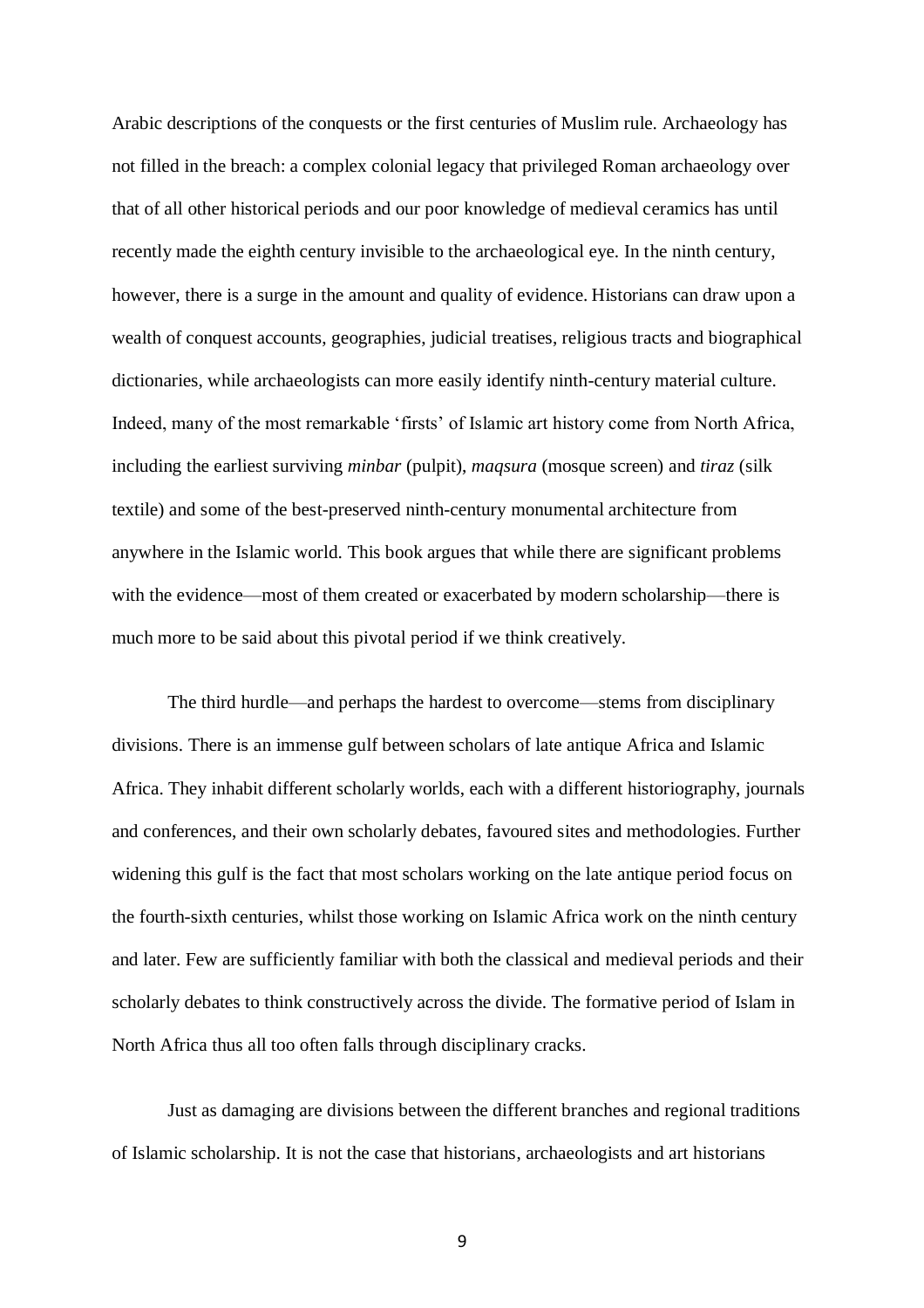Arabic descriptions of the conquests or the first centuries of Muslim rule. Archaeology has not filled in the breach: a complex colonial legacy that privileged Roman archaeology over that of all other historical periods and our poor knowledge of medieval ceramics has until recently made the eighth century invisible to the archaeological eye. In the ninth century, however, there is a surge in the amount and quality of evidence. Historians can draw upon a wealth of conquest accounts, geographies, judicial treatises, religious tracts and biographical dictionaries, while archaeologists can more easily identify ninth-century material culture. Indeed, many of the most remarkable 'firsts' of Islamic art history come from North Africa, including the earliest surviving *minbar* (pulpit), *maqsura* (mosque screen) and *tiraz* (silk textile) and some of the best-preserved ninth-century monumental architecture from anywhere in the Islamic world. This book argues that while there are significant problems with the evidence—most of them created or exacerbated by modern scholarship—there is much more to be said about this pivotal period if we think creatively.

The third hurdle—and perhaps the hardest to overcome—stems from disciplinary divisions. There is an immense gulf between scholars of late antique Africa and Islamic Africa. They inhabit different scholarly worlds, each with a different historiography, journals and conferences, and their own scholarly debates, favoured sites and methodologies. Further widening this gulf is the fact that most scholars working on the late antique period focus on the fourth-sixth centuries, whilst those working on Islamic Africa work on the ninth century and later. Few are sufficiently familiar with both the classical and medieval periods and their scholarly debates to think constructively across the divide. The formative period of Islam in North Africa thus all too often falls through disciplinary cracks.

Just as damaging are divisions between the different branches and regional traditions of Islamic scholarship. It is not the case that historians, archaeologists and art historians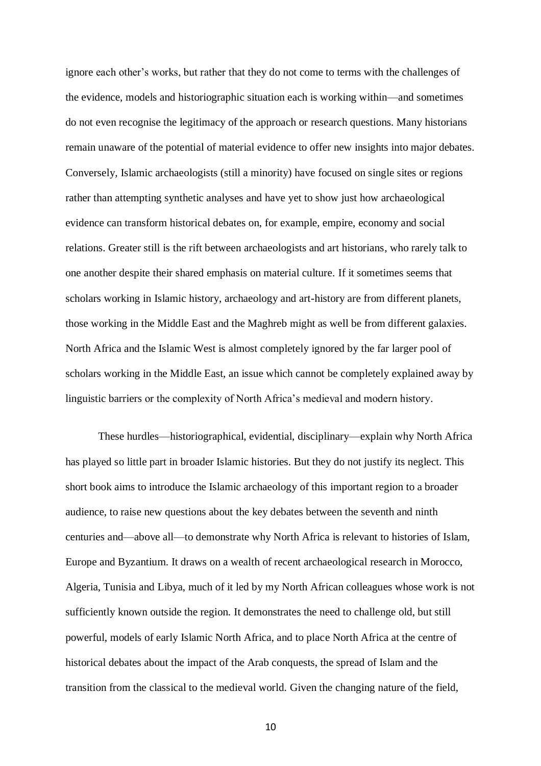ignore each other's works, but rather that they do not come to terms with the challenges of the evidence, models and historiographic situation each is working within—and sometimes do not even recognise the legitimacy of the approach or research questions. Many historians remain unaware of the potential of material evidence to offer new insights into major debates. Conversely, Islamic archaeologists (still a minority) have focused on single sites or regions rather than attempting synthetic analyses and have yet to show just how archaeological evidence can transform historical debates on, for example, empire, economy and social relations. Greater still is the rift between archaeologists and art historians, who rarely talk to one another despite their shared emphasis on material culture. If it sometimes seems that scholars working in Islamic history, archaeology and art-history are from different planets, those working in the Middle East and the Maghreb might as well be from different galaxies. North Africa and the Islamic West is almost completely ignored by the far larger pool of scholars working in the Middle East, an issue which cannot be completely explained away by linguistic barriers or the complexity of North Africa's medieval and modern history.

These hurdles—historiographical, evidential, disciplinary—explain why North Africa has played so little part in broader Islamic histories. But they do not justify its neglect. This short book aims to introduce the Islamic archaeology of this important region to a broader audience, to raise new questions about the key debates between the seventh and ninth centuries and—above all—to demonstrate why North Africa is relevant to histories of Islam, Europe and Byzantium. It draws on a wealth of recent archaeological research in Morocco, Algeria, Tunisia and Libya, much of it led by my North African colleagues whose work is not sufficiently known outside the region. It demonstrates the need to challenge old, but still powerful, models of early Islamic North Africa, and to place North Africa at the centre of historical debates about the impact of the Arab conquests, the spread of Islam and the transition from the classical to the medieval world. Given the changing nature of the field,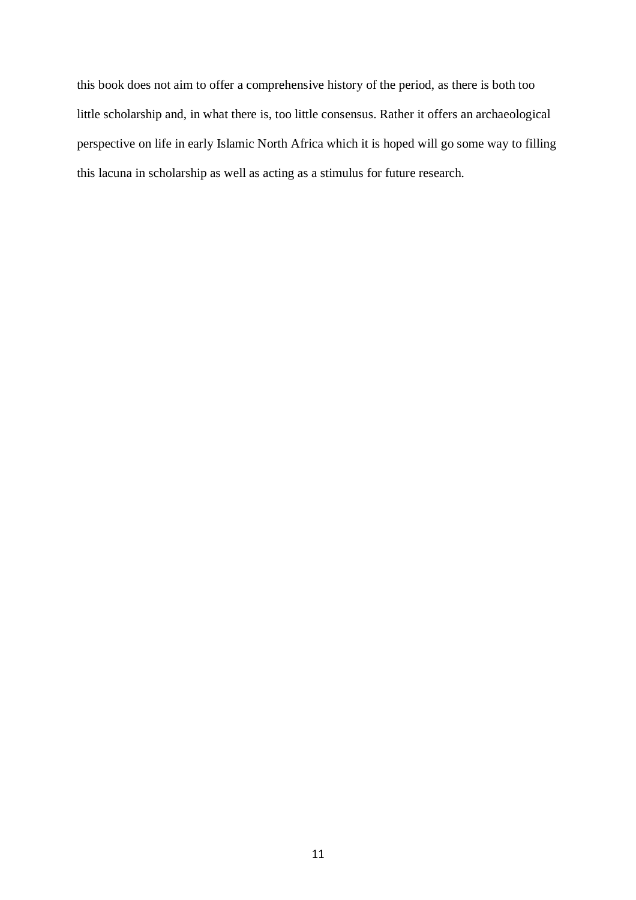this book does not aim to offer a comprehensive history of the period, as there is both too little scholarship and, in what there is, too little consensus. Rather it offers an archaeological perspective on life in early Islamic North Africa which it is hoped will go some way to filling this lacuna in scholarship as well as acting as a stimulus for future research.